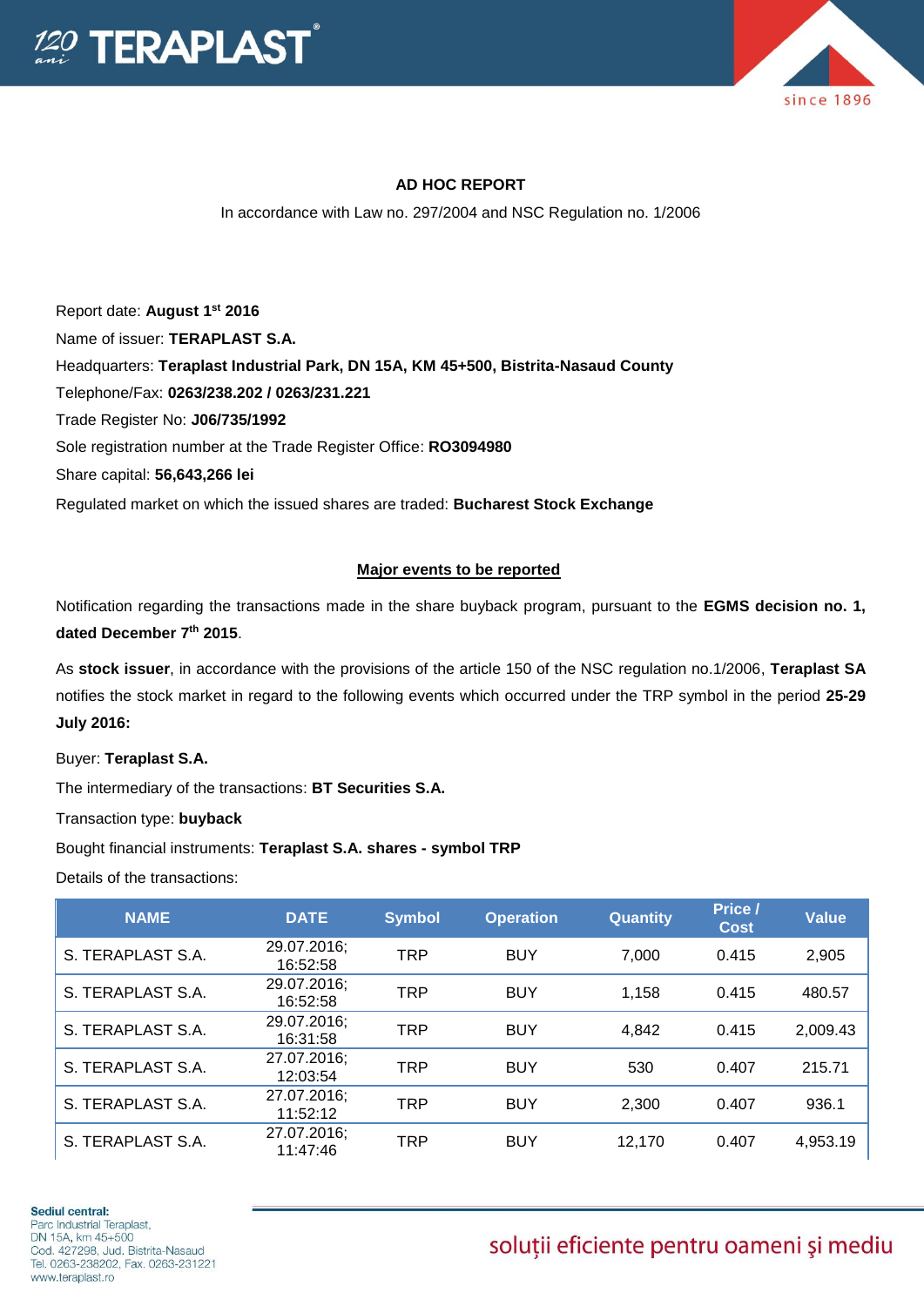## AD HOC REPORT

In accordance with Law no. 297/2004 and NSC Regulation no. 1/2006

Report date: **August 1st 2016**

Name of issuer: **TERAPLAST S.A.**

Headquarters: **Teraplast Industrial Park, DN 15A, KM 45+500, Bistrita-Nasaud County**

Telephone/Fax: **0263/238.202 / 0263/231.221**

Trade Register No: **J06/735/1992**

Sole registration number at the Trade Register Office: **RO3094980**

Share capital: **56,643,266 lei**

Regulated market on which the issued shares are traded: **Bucharest Stock Exchange**

### Major events to be reported

Notification regarding the transactions made in the share buyback program, pursuant to the **EGMS decision no. 1, dated December 7th 2015**.

As **stock issuer**, in accordance with the provisions of the article 150 of the NSC regulation no.1/2006, **Teraplast SA** notifies the stock market in regard to the following events which occurred under the TRP symbol in the period **25-29 July 2016:**

Buyer: **Teraplast S.A.**

The intermediary of the transactions: **BT Securities S.A.**

Transaction type: **buyback**

Bought financial instruments: **Teraplast S.A. shares - symbol TRP**

Details of the transactions:

| NAME | DATE | Symbol | Operation | Quantity | Price / Cost | Value |
|---|---|---|---|---|---|---|
| S. TERAPLAST S.A. | 29.07.2016; 16:52:58 | TRP | BUY | 7,000 | 0.415 | 2,905 |
| S. TERAPLAST S.A. | 29.07.2016; 16:52:58 | TRP | BUY | 1,158 | 0.415 | 480.57 |
| S. TERAPLAST S.A. | 29.07.2016; 16:31:58 | TRP | BUY | 4,842 | 0.415 | 2,009.43 |
| S. TERAPLAST S.A. | 27.07.2016; 12:03:54 | TRP | BUY | 530 | 0.407 | 215.71 |
| S. TERAPLAST S.A. | 27.07.2016; 11:52:12 | TRP | BUY | 2,300 | 0.407 | 936.1 |
| S. TERAPLAST S.A. | 27.07.2016; 11:47:46 | TRP | BUY | 12,170 | 0.407 | 4,953.19 |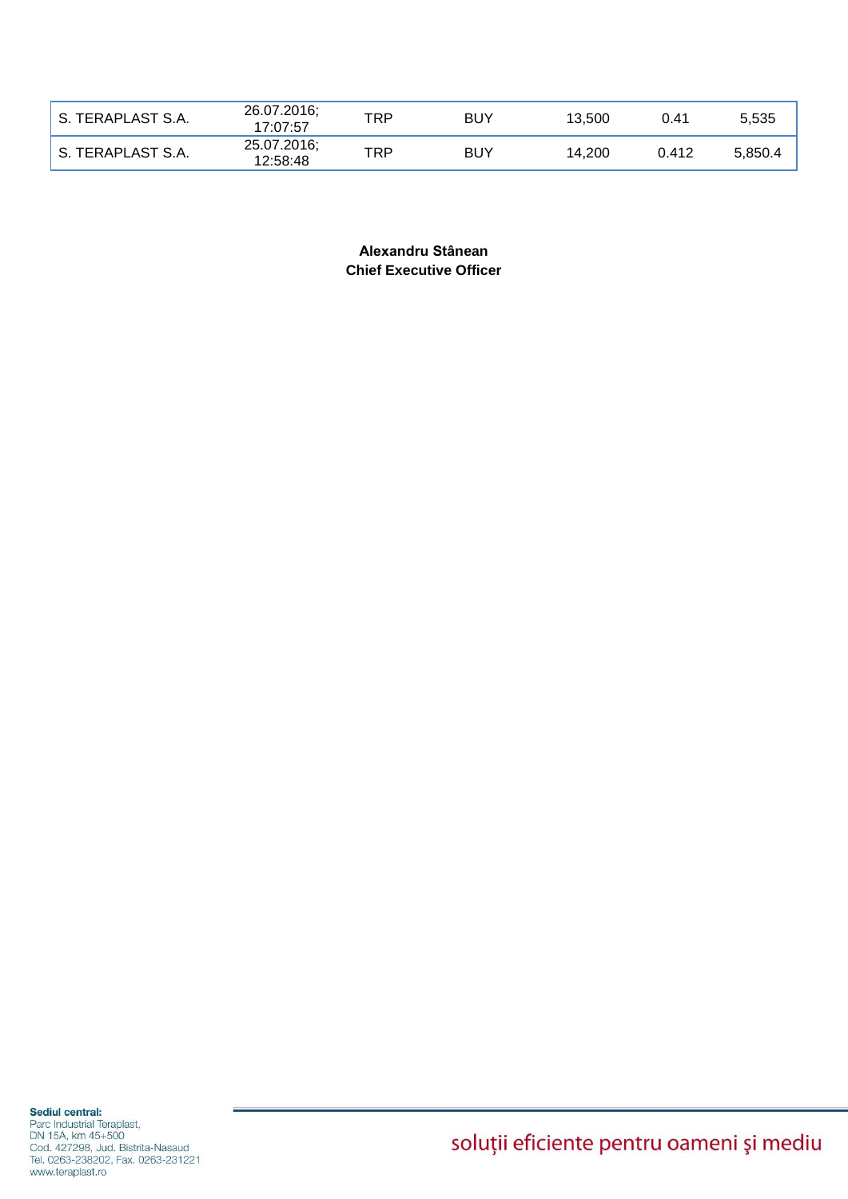| | | | | | | |
|---|---|---|---|---|---|---|
| S. TERAPLAST S.A. | 26.07.2016; 17:07:57 | TRP | BUY | 13,500 | 0.41 | 5,535 |
| S. TERAPLAST S.A. | 25.07.2016; 12:58:48 | TRP | BUY | 14,200 | 0.412 | 5,850.4 |

**Alexandru Stânean**
**Chief Executive Officer**

**Sediul central:**
Parc Industrial Teraplast,
DN 15A, km 45+500
Cod. 427298, Jud. Bistrita-Nasaud
Tel. 0263-238202, Fax. 0263-231221
www.teraplast.ro

soluții eficiente pentru oameni şi mediu